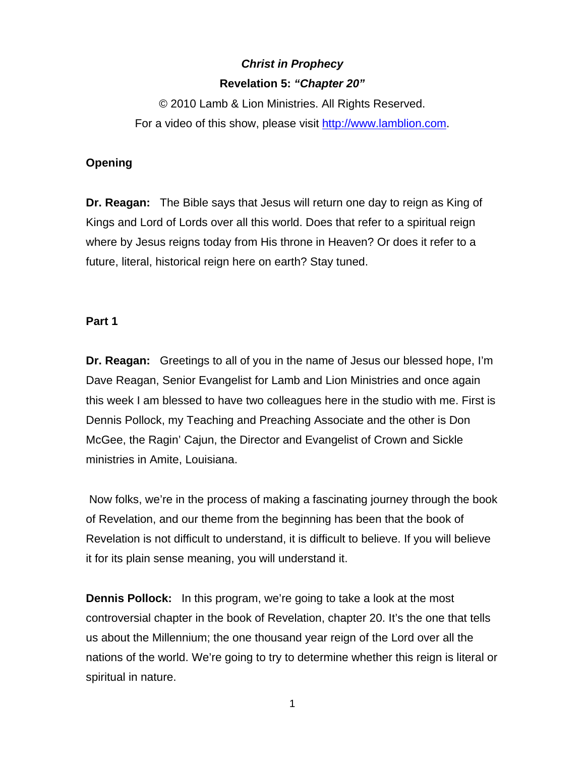***Christ in Prophecy***

**Revelation 5: *"Chapter 20"***

© 2010 Lamb & Lion Ministries. All Rights Reserved.

For a video of this show, please visit http://www.lamblion.com.

**Opening**

**Dr. Reagan:** The Bible says that Jesus will return one day to reign as King of Kings and Lord of Lords over all this world. Does that refer to a spiritual reign where by Jesus reigns today from His throne in Heaven? Or does it refer to a future, literal, historical reign here on earth? Stay tuned.

**Part 1**

**Dr. Reagan:** Greetings to all of you in the name of Jesus our blessed hope, I'm Dave Reagan, Senior Evangelist for Lamb and Lion Ministries and once again this week I am blessed to have two colleagues here in the studio with me. First is Dennis Pollock, my Teaching and Preaching Associate and the other is Don McGee, the Ragin' Cajun, the Director and Evangelist of Crown and Sickle ministries in Amite, Louisiana.

Now folks, we're in the process of making a fascinating journey through the book of Revelation, and our theme from the beginning has been that the book of Revelation is not difficult to understand, it is difficult to believe. If you will believe it for its plain sense meaning, you will understand it.

**Dennis Pollock:** In this program, we're going to take a look at the most controversial chapter in the book of Revelation, chapter 20. It's the one that tells us about the Millennium; the one thousand year reign of the Lord over all the nations of the world. We're going to try to determine whether this reign is literal or spiritual in nature.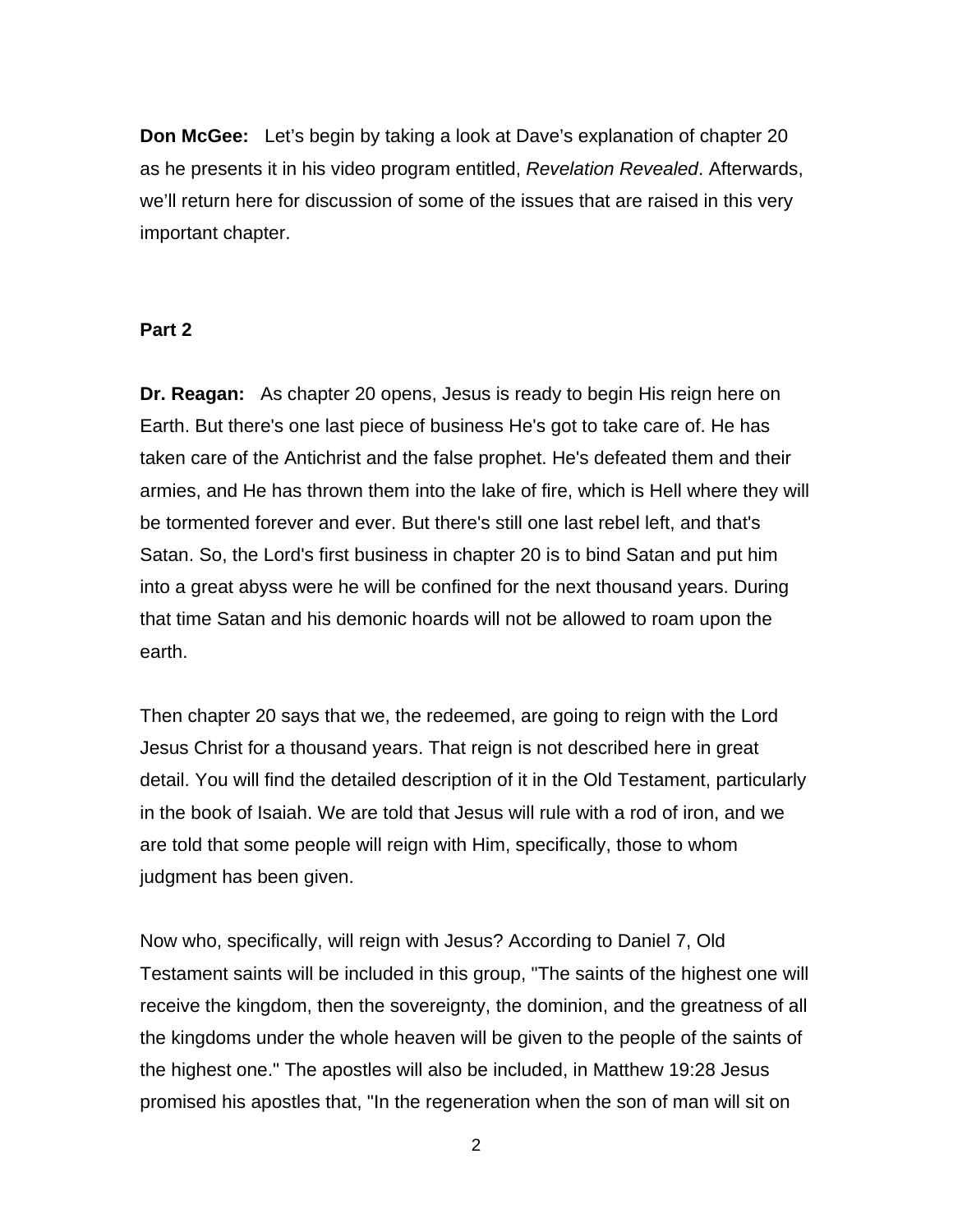**Don McGee:** Let’s begin by taking a look at Dave’s explanation of chapter 20 as he presents it in his video program entitled, *Revelation Revealed*. Afterwards, we’ll return here for discussion of some of the issues that are raised in this very important chapter.

**Part 2**

**Dr. Reagan:** As chapter 20 opens, Jesus is ready to begin His reign here on Earth. But there's one last piece of business He's got to take care of. He has taken care of the Antichrist and the false prophet. He's defeated them and their armies, and He has thrown them into the lake of fire, which is Hell where they will be tormented forever and ever. But there's still one last rebel left, and that's Satan. So, the Lord's first business in chapter 20 is to bind Satan and put him into a great abyss were he will be confined for the next thousand years. During that time Satan and his demonic hoards will not be allowed to roam upon the earth.

Then chapter 20 says that we, the redeemed, are going to reign with the Lord Jesus Christ for a thousand years. That reign is not described here in great detail. You will find the detailed description of it in the Old Testament, particularly in the book of Isaiah. We are told that Jesus will rule with a rod of iron, and we are told that some people will reign with Him, specifically, those to whom judgment has been given.

Now who, specifically, will reign with Jesus? According to Daniel 7, Old Testament saints will be included in this group, "The saints of the highest one will receive the kingdom, then the sovereignty, the dominion, and the greatness of all the kingdoms under the whole heaven will be given to the people of the saints of the highest one." The apostles will also be included, in Matthew 19:28 Jesus promised his apostles that, "In the regeneration when the son of man will sit on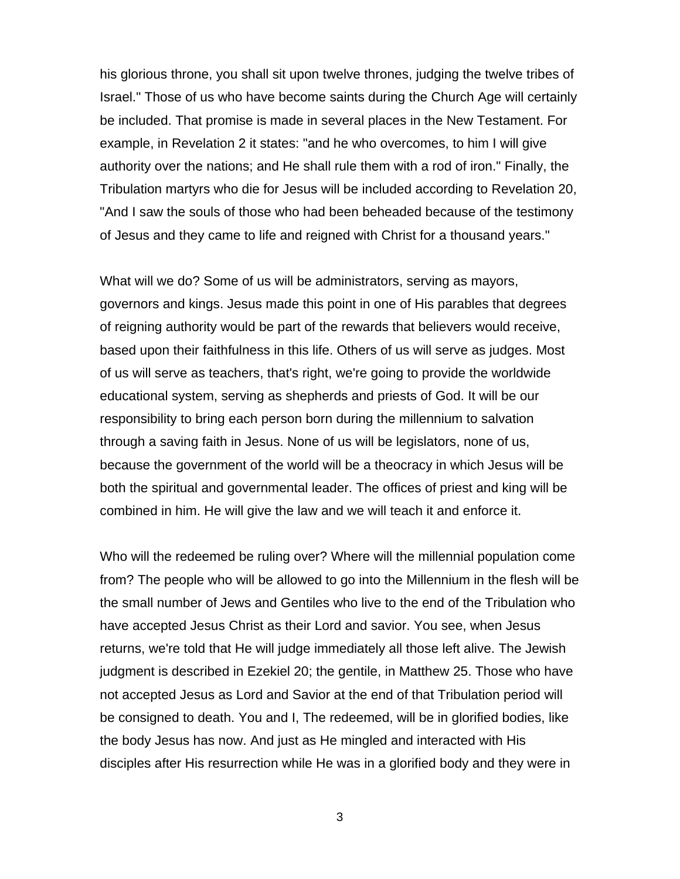his glorious throne, you shall sit upon twelve thrones, judging the twelve tribes of Israel." Those of us who have become saints during the Church Age will certainly be included. That promise is made in several places in the New Testament. For example, in Revelation 2 it states: "and he who overcomes, to him I will give authority over the nations; and He shall rule them with a rod of iron." Finally, the Tribulation martyrs who die for Jesus will be included according to Revelation 20, "And I saw the souls of those who had been beheaded because of the testimony of Jesus and they came to life and reigned with Christ for a thousand years."

What will we do? Some of us will be administrators, serving as mayors, governors and kings. Jesus made this point in one of His parables that degrees of reigning authority would be part of the rewards that believers would receive, based upon their faithfulness in this life. Others of us will serve as judges. Most of us will serve as teachers, that's right, we're going to provide the worldwide educational system, serving as shepherds and priests of God. It will be our responsibility to bring each person born during the millennium to salvation through a saving faith in Jesus. None of us will be legislators, none of us, because the government of the world will be a theocracy in which Jesus will be both the spiritual and governmental leader. The offices of priest and king will be combined in him. He will give the law and we will teach it and enforce it.

Who will the redeemed be ruling over? Where will the millennial population come from? The people who will be allowed to go into the Millennium in the flesh will be the small number of Jews and Gentiles who live to the end of the Tribulation who have accepted Jesus Christ as their Lord and savior. You see, when Jesus returns, we're told that He will judge immediately all those left alive. The Jewish judgment is described in Ezekiel 20; the gentile, in Matthew 25. Those who have not accepted Jesus as Lord and Savior at the end of that Tribulation period will be consigned to death. You and I, The redeemed, will be in glorified bodies, like the body Jesus has now. And just as He mingled and interacted with His disciples after His resurrection while He was in a glorified body and they were in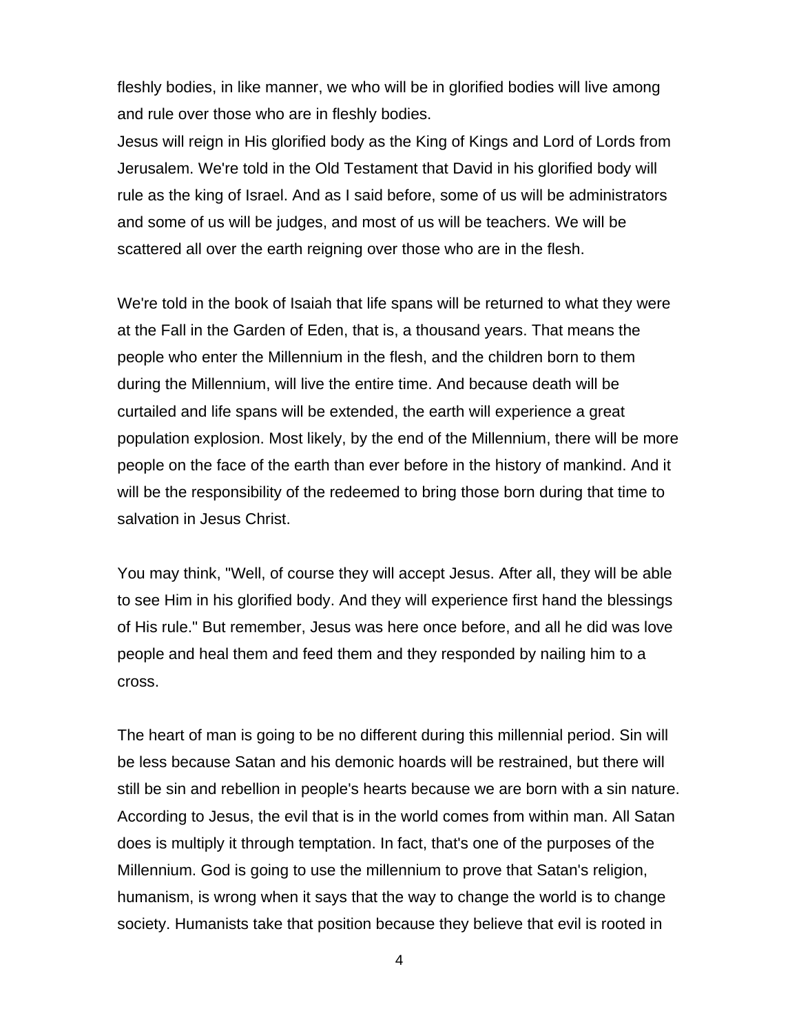fleshly bodies, in like manner, we who will be in glorified bodies will live among and rule over those who are in fleshly bodies.
Jesus will reign in His glorified body as the King of Kings and Lord of Lords from Jerusalem. We're told in the Old Testament that David in his glorified body will rule as the king of Israel. And as I said before, some of us will be administrators and some of us will be judges, and most of us will be teachers. We will be scattered all over the earth reigning over those who are in the flesh.

We're told in the book of Isaiah that life spans will be returned to what they were at the Fall in the Garden of Eden, that is, a thousand years. That means the people who enter the Millennium in the flesh, and the children born to them during the Millennium, will live the entire time. And because death will be curtailed and life spans will be extended, the earth will experience a great population explosion. Most likely, by the end of the Millennium, there will be more people on the face of the earth than ever before in the history of mankind. And it will be the responsibility of the redeemed to bring those born during that time to salvation in Jesus Christ.

You may think, "Well, of course they will accept Jesus. After all, they will be able to see Him in his glorified body. And they will experience first hand the blessings of His rule." But remember, Jesus was here once before, and all he did was love people and heal them and feed them and they responded by nailing him to a cross.

The heart of man is going to be no different during this millennial period. Sin will be less because Satan and his demonic hoards will be restrained, but there will still be sin and rebellion in people's hearts because we are born with a sin nature. According to Jesus, the evil that is in the world comes from within man. All Satan does is multiply it through temptation. In fact, that's one of the purposes of the Millennium. God is going to use the millennium to prove that Satan's religion, humanism, is wrong when it says that the way to change the world is to change society. Humanists take that position because they believe that evil is rooted in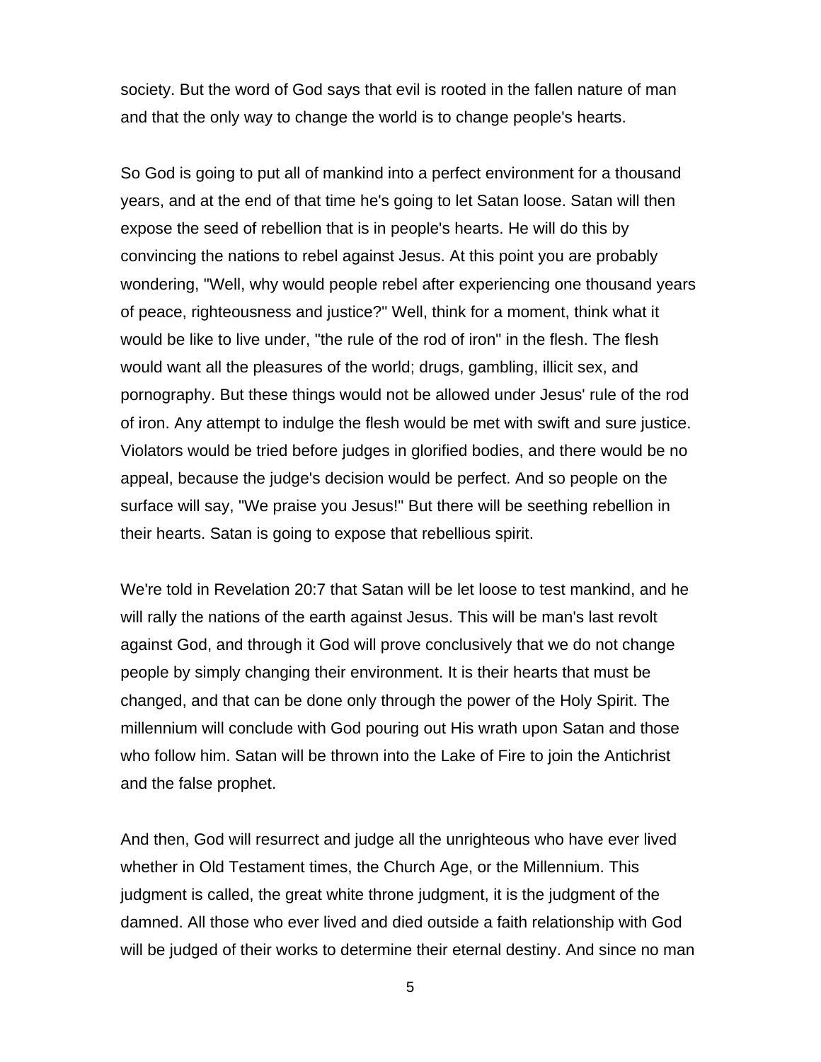society. But the word of God says that evil is rooted in the fallen nature of man and that the only way to change the world is to change people's hearts.

So God is going to put all of mankind into a perfect environment for a thousand years, and at the end of that time he's going to let Satan loose. Satan will then expose the seed of rebellion that is in people's hearts. He will do this by convincing the nations to rebel against Jesus. At this point you are probably wondering, "Well, why would people rebel after experiencing one thousand years of peace, righteousness and justice?" Well, think for a moment, think what it would be like to live under, "the rule of the rod of iron" in the flesh. The flesh would want all the pleasures of the world; drugs, gambling, illicit sex, and pornography. But these things would not be allowed under Jesus' rule of the rod of iron. Any attempt to indulge the flesh would be met with swift and sure justice. Violators would be tried before judges in glorified bodies, and there would be no appeal, because the judge's decision would be perfect. And so people on the surface will say, "We praise you Jesus!" But there will be seething rebellion in their hearts. Satan is going to expose that rebellious spirit.

We're told in Revelation 20:7 that Satan will be let loose to test mankind, and he will rally the nations of the earth against Jesus. This will be man's last revolt against God, and through it God will prove conclusively that we do not change people by simply changing their environment. It is their hearts that must be changed, and that can be done only through the power of the Holy Spirit. The millennium will conclude with God pouring out His wrath upon Satan and those who follow him. Satan will be thrown into the Lake of Fire to join the Antichrist and the false prophet.

And then, God will resurrect and judge all the unrighteous who have ever lived whether in Old Testament times, the Church Age, or the Millennium. This judgment is called, the great white throne judgment, it is the judgment of the damned. All those who ever lived and died outside a faith relationship with God will be judged of their works to determine their eternal destiny. And since no man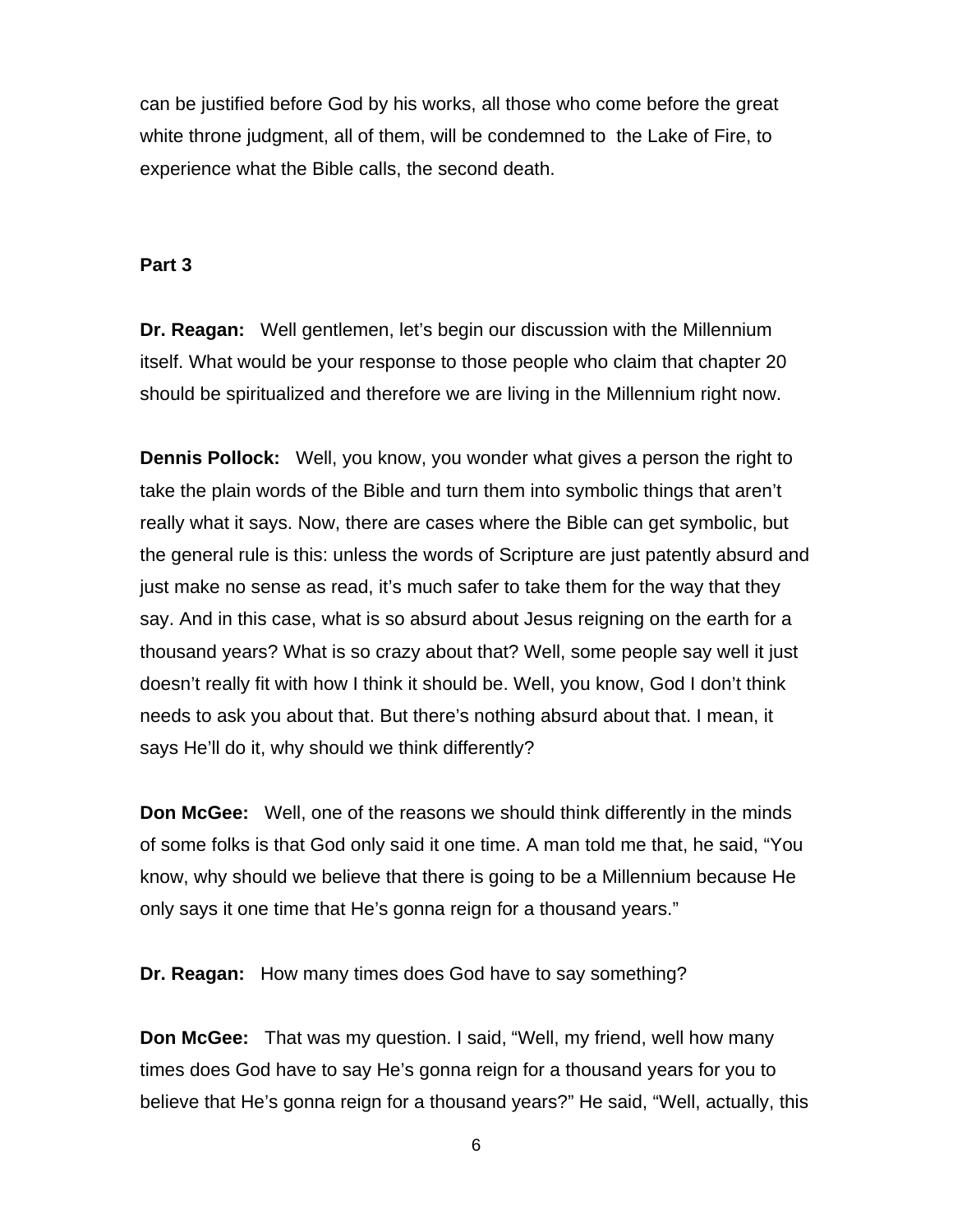can be justified before God by his works, all those who come before the great white throne judgment, all of them, will be condemned to the Lake of Fire, to experience what the Bible calls, the second death.

**Part 3**

**Dr. Reagan:** Well gentlemen, let's begin our discussion with the Millennium itself. What would be your response to those people who claim that chapter 20 should be spiritualized and therefore we are living in the Millennium right now.

**Dennis Pollock:** Well, you know, you wonder what gives a person the right to take the plain words of the Bible and turn them into symbolic things that aren't really what it says. Now, there are cases where the Bible can get symbolic, but the general rule is this: unless the words of Scripture are just patently absurd and just make no sense as read, it's much safer to take them for the way that they say. And in this case, what is so absurd about Jesus reigning on the earth for a thousand years? What is so crazy about that? Well, some people say well it just doesn't really fit with how I think it should be. Well, you know, God I don't think needs to ask you about that. But there's nothing absurd about that. I mean, it says He'll do it, why should we think differently?

**Don McGee:** Well, one of the reasons we should think differently in the minds of some folks is that God only said it one time. A man told me that, he said, "You know, why should we believe that there is going to be a Millennium because He only says it one time that He's gonna reign for a thousand years."

**Dr. Reagan:** How many times does God have to say something?

**Don McGee:** That was my question. I said, "Well, my friend, well how many times does God have to say He's gonna reign for a thousand years for you to believe that He's gonna reign for a thousand years?" He said, "Well, actually, this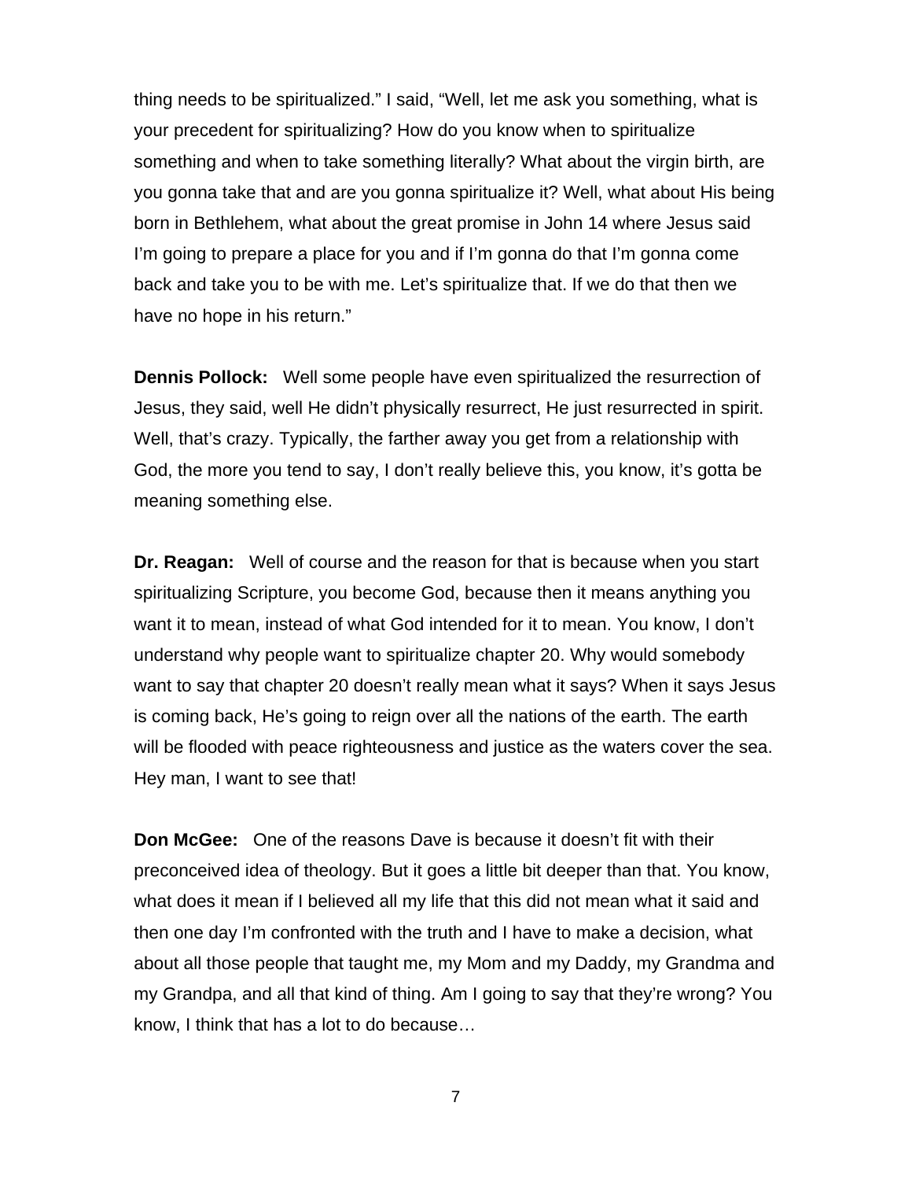thing needs to be spiritualized." I said, "Well, let me ask you something, what is your precedent for spiritualizing? How do you know when to spiritualize something and when to take something literally? What about the virgin birth, are you gonna take that and are you gonna spiritualize it? Well, what about His being born in Bethlehem, what about the great promise in John 14 where Jesus said I'm going to prepare a place for you and if I'm gonna do that I'm gonna come back and take you to be with me. Let's spiritualize that. If we do that then we have no hope in his return."

**Dennis Pollock:** Well some people have even spiritualized the resurrection of Jesus, they said, well He didn't physically resurrect, He just resurrected in spirit. Well, that's crazy. Typically, the farther away you get from a relationship with God, the more you tend to say, I don't really believe this, you know, it's gotta be meaning something else.

**Dr. Reagan:** Well of course and the reason for that is because when you start spiritualizing Scripture, you become God, because then it means anything you want it to mean, instead of what God intended for it to mean. You know, I don't understand why people want to spiritualize chapter 20. Why would somebody want to say that chapter 20 doesn't really mean what it says? When it says Jesus is coming back, He's going to reign over all the nations of the earth. The earth will be flooded with peace righteousness and justice as the waters cover the sea. Hey man, I want to see that!

**Don McGee:** One of the reasons Dave is because it doesn't fit with their preconceived idea of theology. But it goes a little bit deeper than that. You know, what does it mean if I believed all my life that this did not mean what it said and then one day I'm confronted with the truth and I have to make a decision, what about all those people that taught me, my Mom and my Daddy, my Grandma and my Grandpa, and all that kind of thing. Am I going to say that they're wrong? You know, I think that has a lot to do because…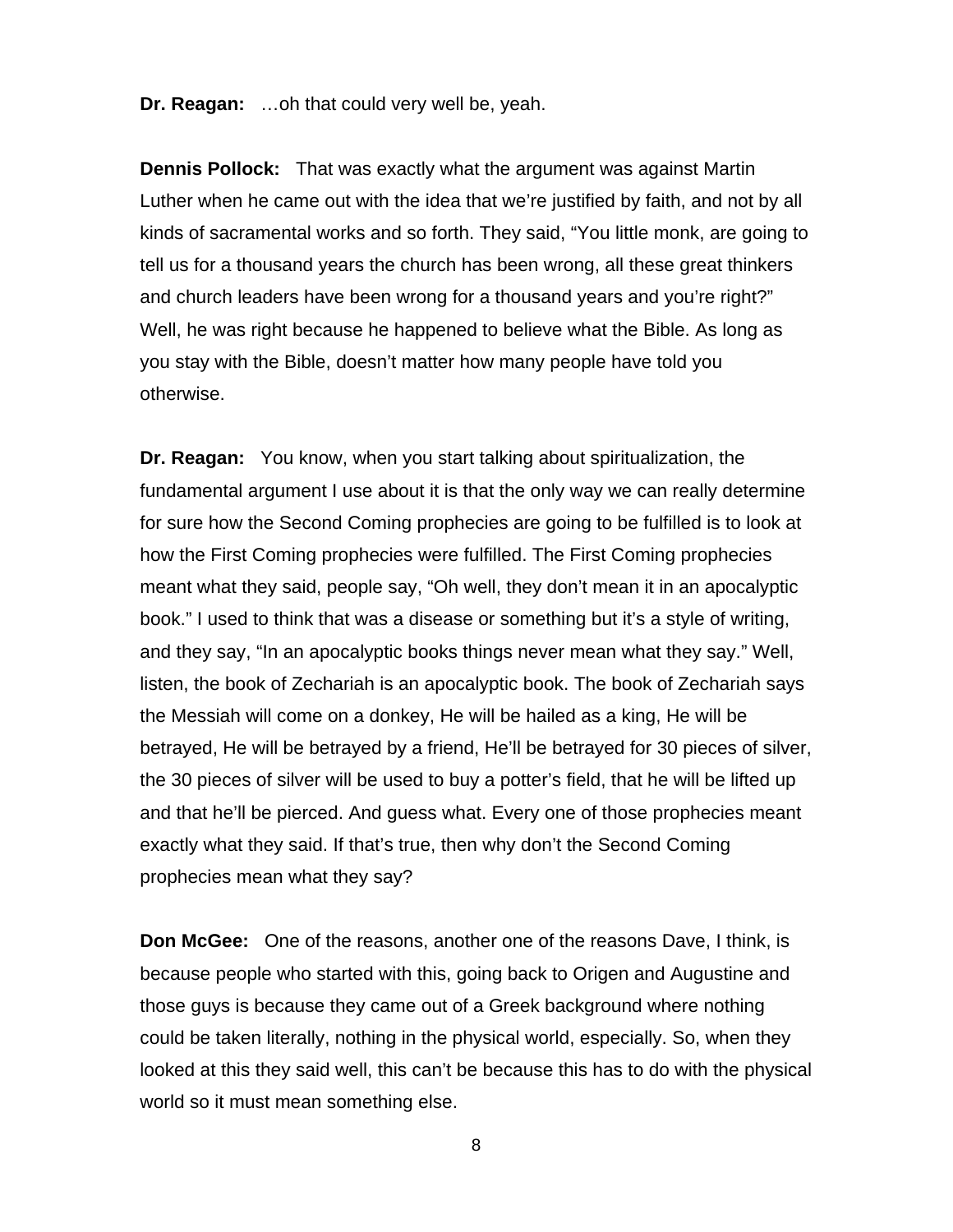**Dr. Reagan:** …oh that could very well be, yeah.

**Dennis Pollock:** That was exactly what the argument was against Martin Luther when he came out with the idea that we're justified by faith, and not by all kinds of sacramental works and so forth. They said, "You little monk, are going to tell us for a thousand years the church has been wrong, all these great thinkers and church leaders have been wrong for a thousand years and you're right?" Well, he was right because he happened to believe what the Bible. As long as you stay with the Bible, doesn't matter how many people have told you otherwise.

**Dr. Reagan:** You know, when you start talking about spiritualization, the fundamental argument I use about it is that the only way we can really determine for sure how the Second Coming prophecies are going to be fulfilled is to look at how the First Coming prophecies were fulfilled. The First Coming prophecies meant what they said, people say, "Oh well, they don't mean it in an apocalyptic book." I used to think that was a disease or something but it's a style of writing, and they say, "In an apocalyptic books things never mean what they say." Well, listen, the book of Zechariah is an apocalyptic book. The book of Zechariah says the Messiah will come on a donkey, He will be hailed as a king, He will be betrayed, He will be betrayed by a friend, He'll be betrayed for 30 pieces of silver, the 30 pieces of silver will be used to buy a potter's field, that he will be lifted up and that he'll be pierced. And guess what. Every one of those prophecies meant exactly what they said. If that's true, then why don't the Second Coming prophecies mean what they say?

**Don McGee:** One of the reasons, another one of the reasons Dave, I think, is because people who started with this, going back to Origen and Augustine and those guys is because they came out of a Greek background where nothing could be taken literally, nothing in the physical world, especially. So, when they looked at this they said well, this can't be because this has to do with the physical world so it must mean something else.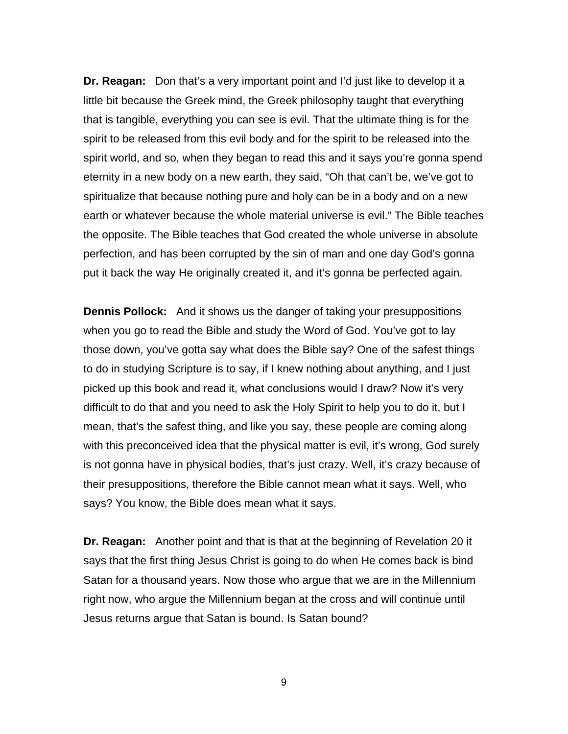**Dr. Reagan:** Don that's a very important point and I'd just like to develop it a little bit because the Greek mind, the Greek philosophy taught that everything that is tangible, everything you can see is evil. That the ultimate thing is for the spirit to be released from this evil body and for the spirit to be released into the spirit world, and so, when they began to read this and it says you're gonna spend eternity in a new body on a new earth, they said, "Oh that can't be, we've got to spiritualize that because nothing pure and holy can be in a body and on a new earth or whatever because the whole material universe is evil." The Bible teaches the opposite. The Bible teaches that God created the whole universe in absolute perfection, and has been corrupted by the sin of man and one day God's gonna put it back the way He originally created it, and it's gonna be perfected again.

**Dennis Pollock:** And it shows us the danger of taking your presuppositions when you go to read the Bible and study the Word of God. You've got to lay those down, you've gotta say what does the Bible say? One of the safest things to do in studying Scripture is to say, if I knew nothing about anything, and I just picked up this book and read it, what conclusions would I draw? Now it's very difficult to do that and you need to ask the Holy Spirit to help you to do it, but I mean, that's the safest thing, and like you say, these people are coming along with this preconceived idea that the physical matter is evil, it's wrong, God surely is not gonna have in physical bodies, that's just crazy. Well, it's crazy because of their presuppositions, therefore the Bible cannot mean what it says. Well, who says? You know, the Bible does mean what it says.

**Dr. Reagan:** Another point and that is that at the beginning of Revelation 20 it says that the first thing Jesus Christ is going to do when He comes back is bind Satan for a thousand years. Now those who argue that we are in the Millennium right now, who argue the Millennium began at the cross and will continue until Jesus returns argue that Satan is bound. Is Satan bound?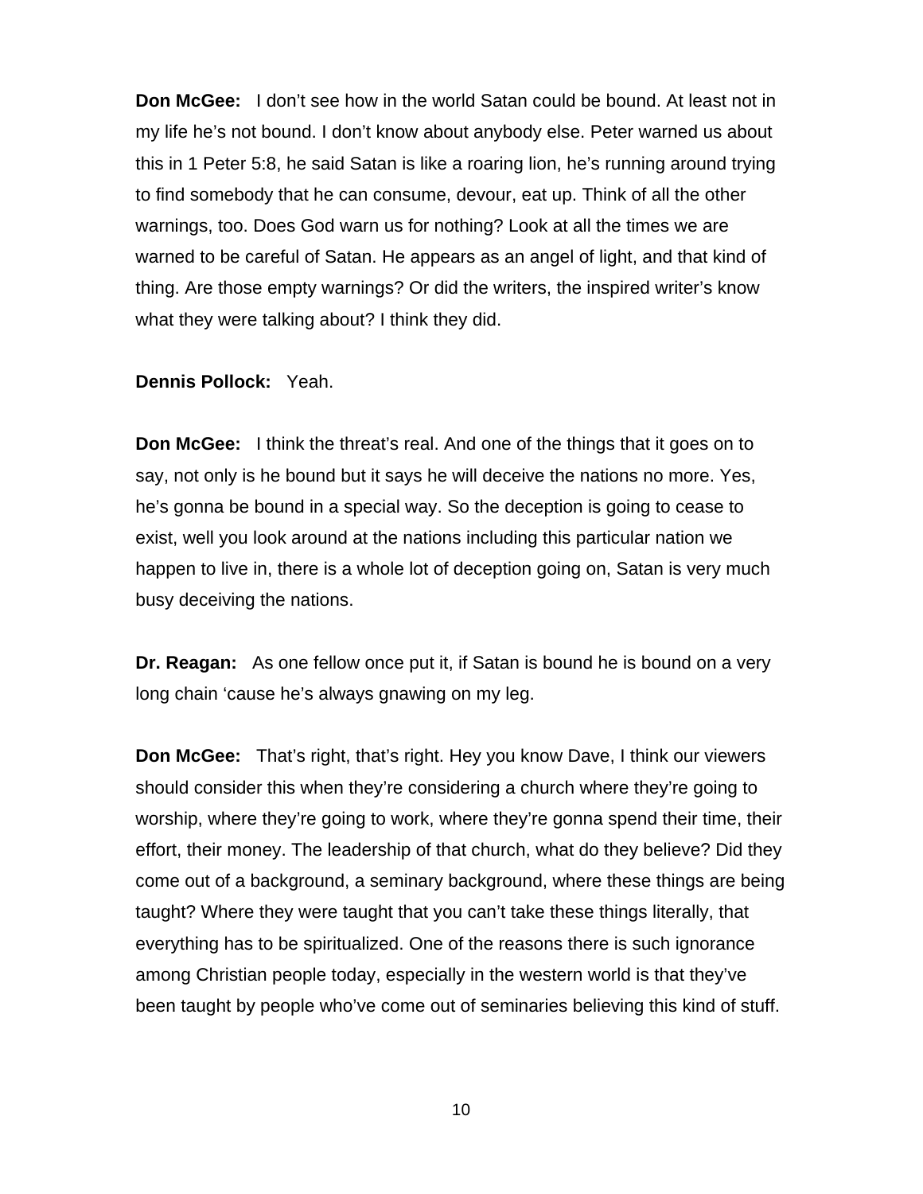**Don McGee:** I don't see how in the world Satan could be bound. At least not in my life he's not bound. I don't know about anybody else. Peter warned us about this in 1 Peter 5:8, he said Satan is like a roaring lion, he's running around trying to find somebody that he can consume, devour, eat up. Think of all the other warnings, too. Does God warn us for nothing? Look at all the times we are warned to be careful of Satan. He appears as an angel of light, and that kind of thing. Are those empty warnings? Or did the writers, the inspired writer's know what they were talking about? I think they did.

**Dennis Pollock:** Yeah.

**Don McGee:** I think the threat's real. And one of the things that it goes on to say, not only is he bound but it says he will deceive the nations no more. Yes, he's gonna be bound in a special way. So the deception is going to cease to exist, well you look around at the nations including this particular nation we happen to live in, there is a whole lot of deception going on, Satan is very much busy deceiving the nations.

**Dr. Reagan:** As one fellow once put it, if Satan is bound he is bound on a very long chain 'cause he's always gnawing on my leg.

**Don McGee:** That's right, that's right. Hey you know Dave, I think our viewers should consider this when they're considering a church where they're going to worship, where they're going to work, where they're gonna spend their time, their effort, their money. The leadership of that church, what do they believe? Did they come out of a background, a seminary background, where these things are being taught? Where they were taught that you can't take these things literally, that everything has to be spiritualized. One of the reasons there is such ignorance among Christian people today, especially in the western world is that they've been taught by people who've come out of seminaries believing this kind of stuff.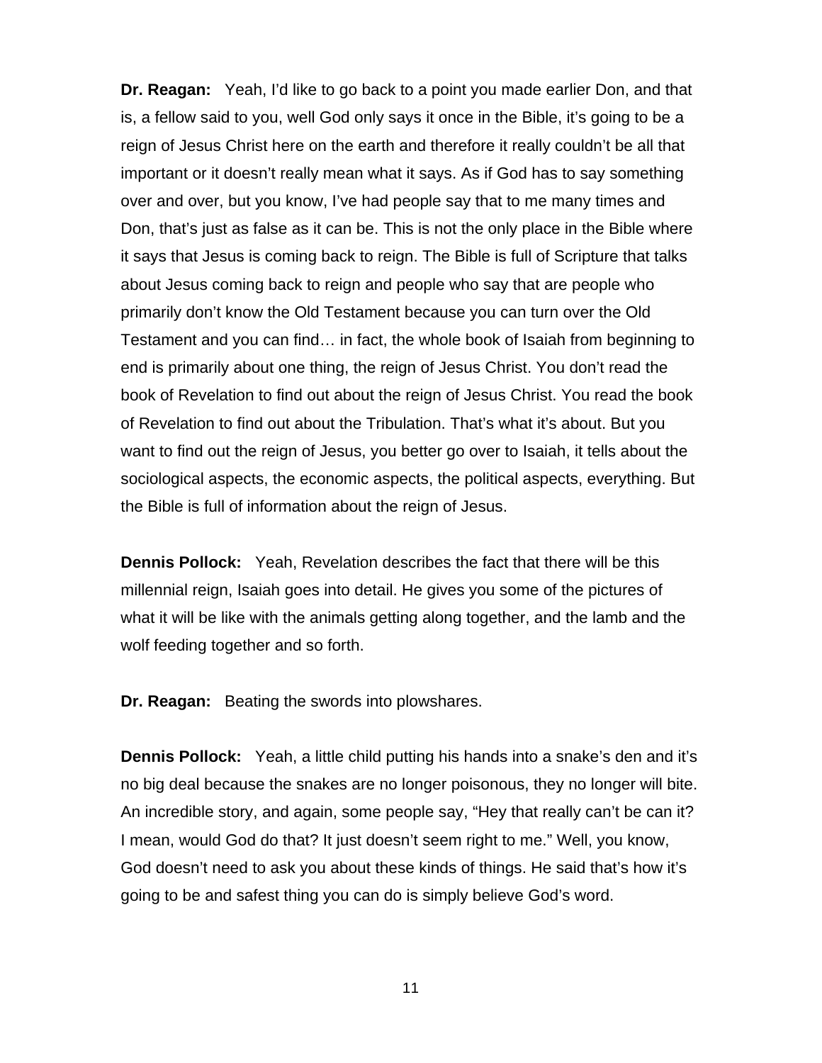**Dr. Reagan:** Yeah, I'd like to go back to a point you made earlier Don, and that is, a fellow said to you, well God only says it once in the Bible, it's going to be a reign of Jesus Christ here on the earth and therefore it really couldn't be all that important or it doesn't really mean what it says. As if God has to say something over and over, but you know, I've had people say that to me many times and Don, that's just as false as it can be. This is not the only place in the Bible where it says that Jesus is coming back to reign. The Bible is full of Scripture that talks about Jesus coming back to reign and people who say that are people who primarily don't know the Old Testament because you can turn over the Old Testament and you can find… in fact, the whole book of Isaiah from beginning to end is primarily about one thing, the reign of Jesus Christ. You don't read the book of Revelation to find out about the reign of Jesus Christ. You read the book of Revelation to find out about the Tribulation. That's what it's about. But you want to find out the reign of Jesus, you better go over to Isaiah, it tells about the sociological aspects, the economic aspects, the political aspects, everything. But the Bible is full of information about the reign of Jesus.

**Dennis Pollock:** Yeah, Revelation describes the fact that there will be this millennial reign, Isaiah goes into detail. He gives you some of the pictures of what it will be like with the animals getting along together, and the lamb and the wolf feeding together and so forth.

**Dr. Reagan:** Beating the swords into plowshares.

**Dennis Pollock:** Yeah, a little child putting his hands into a snake's den and it's no big deal because the snakes are no longer poisonous, they no longer will bite. An incredible story, and again, some people say, "Hey that really can't be can it? I mean, would God do that? It just doesn't seem right to me." Well, you know, God doesn't need to ask you about these kinds of things. He said that's how it's going to be and safest thing you can do is simply believe God's word.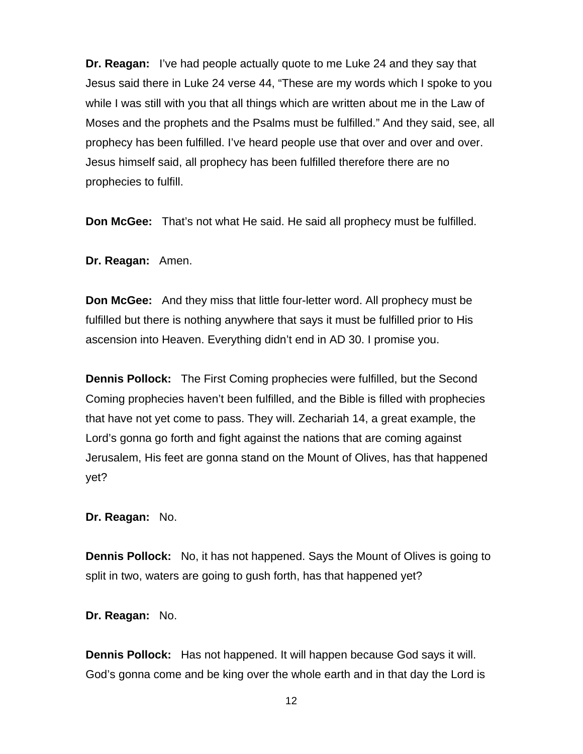**Dr. Reagan:** I've had people actually quote to me Luke 24 and they say that Jesus said there in Luke 24 verse 44, "These are my words which I spoke to you while I was still with you that all things which are written about me in the Law of Moses and the prophets and the Psalms must be fulfilled." And they said, see, all prophecy has been fulfilled. I've heard people use that over and over and over. Jesus himself said, all prophecy has been fulfilled therefore there are no prophecies to fulfill.

**Don McGee:** That's not what He said. He said all prophecy must be fulfilled.

**Dr. Reagan:** Amen.

**Don McGee:** And they miss that little four-letter word. All prophecy must be fulfilled but there is nothing anywhere that says it must be fulfilled prior to His ascension into Heaven. Everything didn't end in AD 30. I promise you.

**Dennis Pollock:** The First Coming prophecies were fulfilled, but the Second Coming prophecies haven't been fulfilled, and the Bible is filled with prophecies that have not yet come to pass. They will. Zechariah 14, a great example, the Lord's gonna go forth and fight against the nations that are coming against Jerusalem, His feet are gonna stand on the Mount of Olives, has that happened yet?

**Dr. Reagan:** No.

**Dennis Pollock:** No, it has not happened. Says the Mount of Olives is going to split in two, waters are going to gush forth, has that happened yet?

**Dr. Reagan:** No.

**Dennis Pollock:** Has not happened. It will happen because God says it will. God's gonna come and be king over the whole earth and in that day the Lord is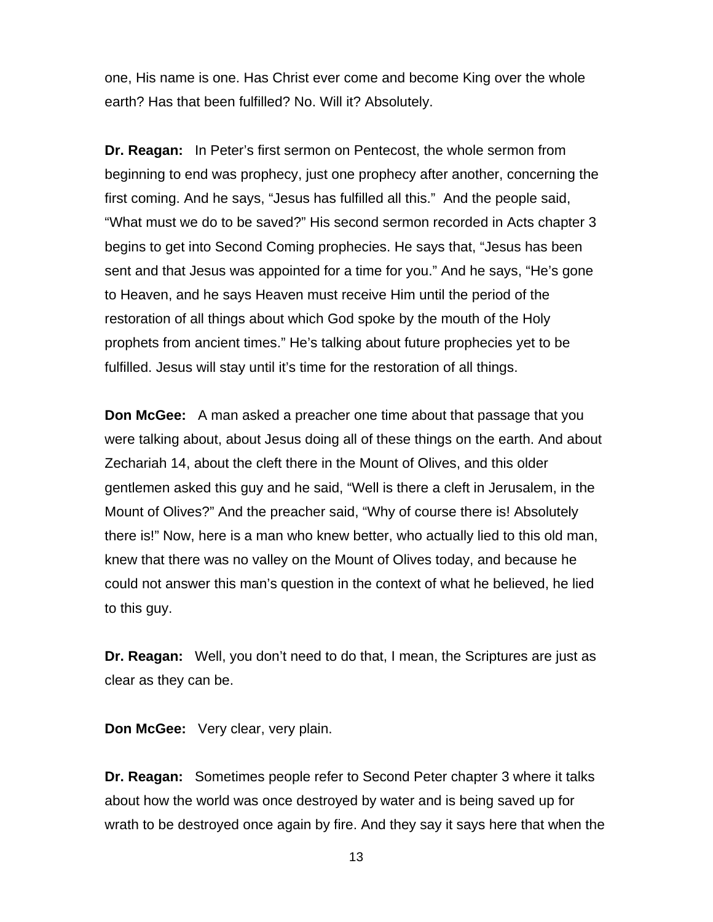one, His name is one. Has Christ ever come and become King over the whole earth? Has that been fulfilled? No. Will it? Absolutely.

**Dr. Reagan:** In Peter's first sermon on Pentecost, the whole sermon from beginning to end was prophecy, just one prophecy after another, concerning the first coming. And he says, "Jesus has fulfilled all this." And the people said, "What must we do to be saved?" His second sermon recorded in Acts chapter 3 begins to get into Second Coming prophecies. He says that, "Jesus has been sent and that Jesus was appointed for a time for you." And he says, "He's gone to Heaven, and he says Heaven must receive Him until the period of the restoration of all things about which God spoke by the mouth of the Holy prophets from ancient times." He's talking about future prophecies yet to be fulfilled. Jesus will stay until it's time for the restoration of all things.

**Don McGee:** A man asked a preacher one time about that passage that you were talking about, about Jesus doing all of these things on the earth. And about Zechariah 14, about the cleft there in the Mount of Olives, and this older gentlemen asked this guy and he said, "Well is there a cleft in Jerusalem, in the Mount of Olives?" And the preacher said, "Why of course there is! Absolutely there is!" Now, here is a man who knew better, who actually lied to this old man, knew that there was no valley on the Mount of Olives today, and because he could not answer this man's question in the context of what he believed, he lied to this guy.

**Dr. Reagan:** Well, you don't need to do that, I mean, the Scriptures are just as clear as they can be.

**Don McGee:** Very clear, very plain.

**Dr. Reagan:** Sometimes people refer to Second Peter chapter 3 where it talks about how the world was once destroyed by water and is being saved up for wrath to be destroyed once again by fire. And they say it says here that when the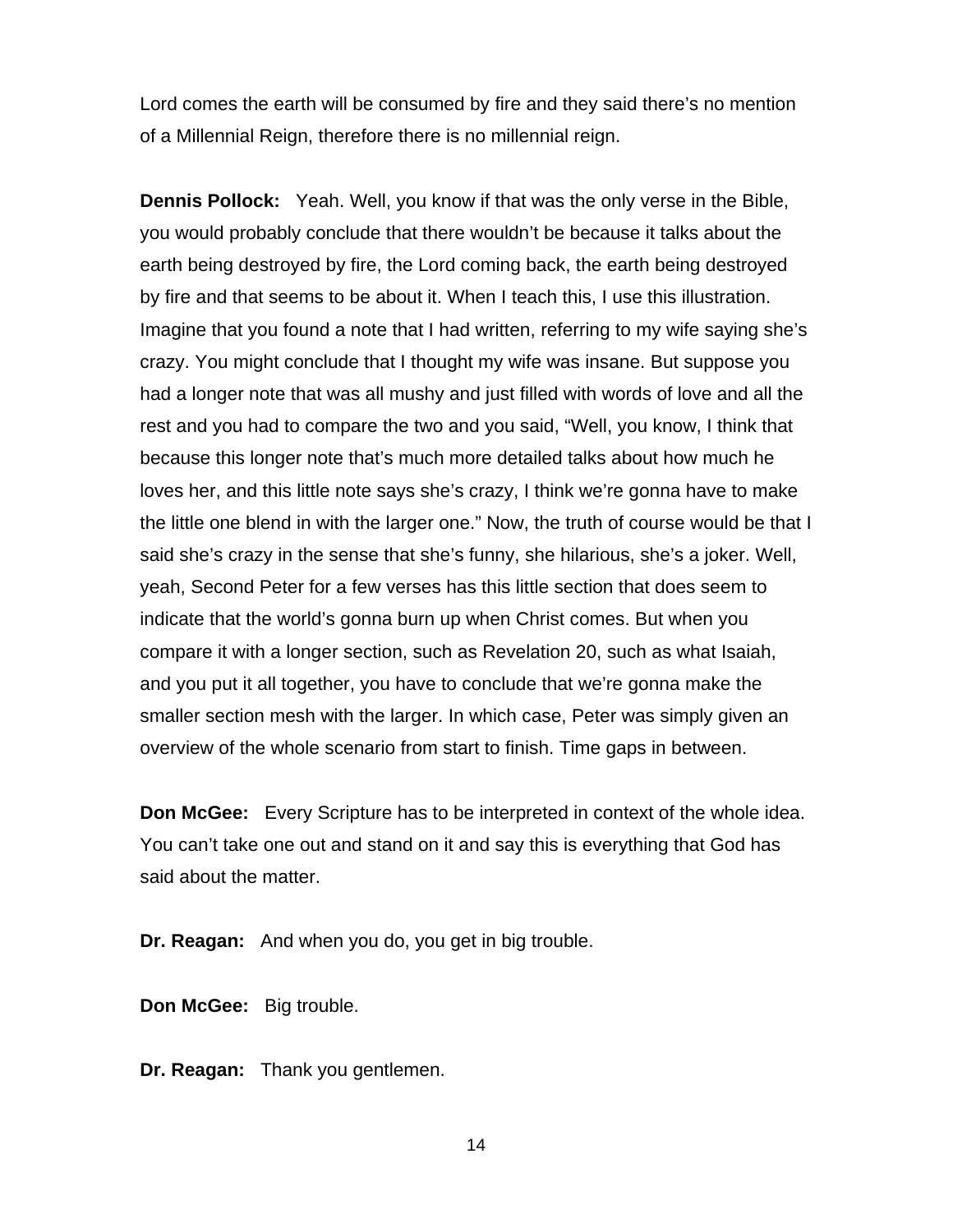Lord comes the earth will be consumed by fire and they said there's no mention of a Millennial Reign, therefore there is no millennial reign.

**Dennis Pollock:** Yeah. Well, you know if that was the only verse in the Bible, you would probably conclude that there wouldn't be because it talks about the earth being destroyed by fire, the Lord coming back, the earth being destroyed by fire and that seems to be about it. When I teach this, I use this illustration. Imagine that you found a note that I had written, referring to my wife saying she's crazy. You might conclude that I thought my wife was insane. But suppose you had a longer note that was all mushy and just filled with words of love and all the rest and you had to compare the two and you said, "Well, you know, I think that because this longer note that's much more detailed talks about how much he loves her, and this little note says she's crazy, I think we're gonna have to make the little one blend in with the larger one." Now, the truth of course would be that I said she's crazy in the sense that she's funny, she hilarious, she's a joker. Well, yeah, Second Peter for a few verses has this little section that does seem to indicate that the world's gonna burn up when Christ comes. But when you compare it with a longer section, such as Revelation 20, such as what Isaiah, and you put it all together, you have to conclude that we're gonna make the smaller section mesh with the larger. In which case, Peter was simply given an overview of the whole scenario from start to finish. Time gaps in between.

**Don McGee:** Every Scripture has to be interpreted in context of the whole idea. You can't take one out and stand on it and say this is everything that God has said about the matter.

**Dr. Reagan:** And when you do, you get in big trouble.

**Don McGee:** Big trouble.

**Dr. Reagan:** Thank you gentlemen.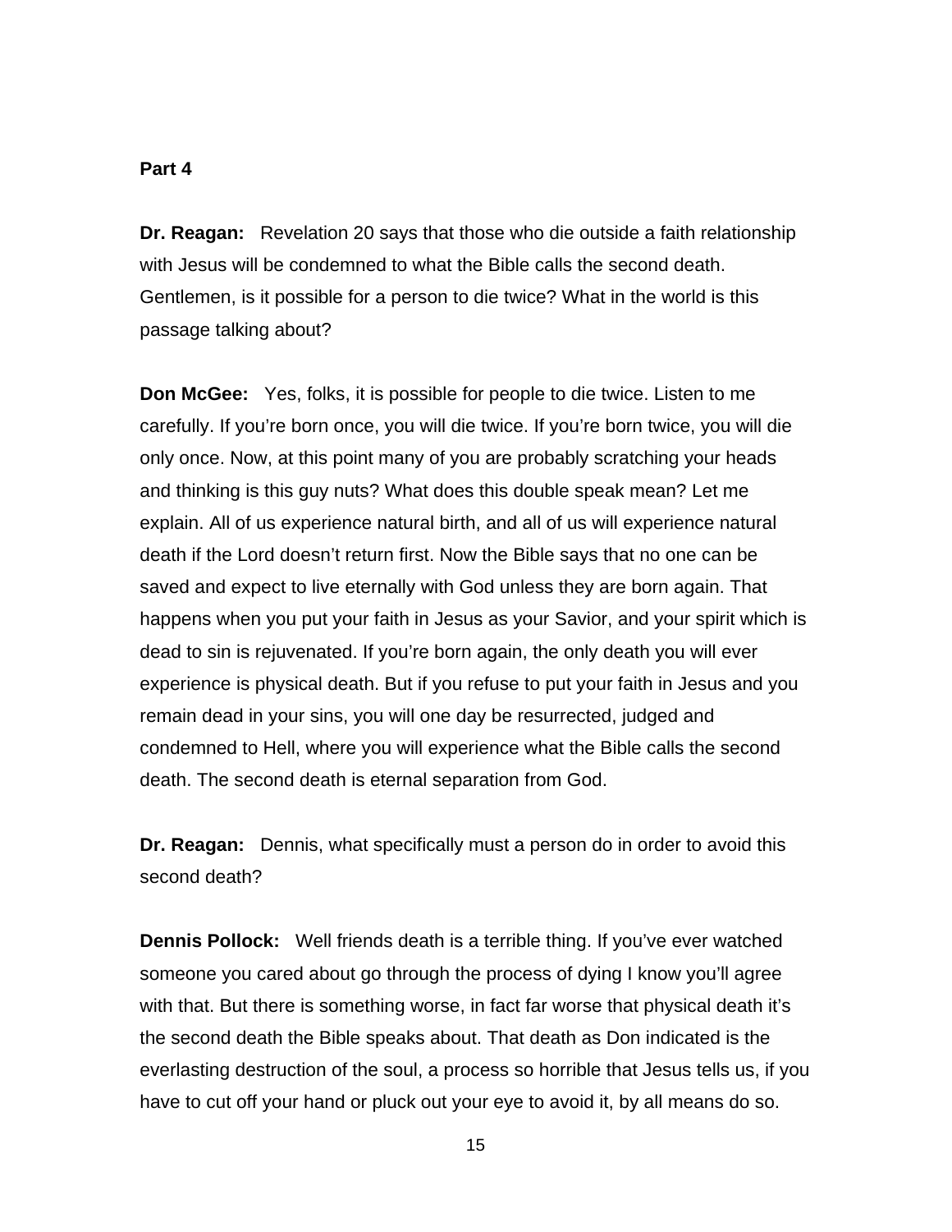**Part 4**

**Dr. Reagan:** Revelation 20 says that those who die outside a faith relationship with Jesus will be condemned to what the Bible calls the second death. Gentlemen, is it possible for a person to die twice? What in the world is this passage talking about?

**Don McGee:** Yes, folks, it is possible for people to die twice. Listen to me carefully. If you're born once, you will die twice. If you're born twice, you will die only once. Now, at this point many of you are probably scratching your heads and thinking is this guy nuts? What does this double speak mean? Let me explain. All of us experience natural birth, and all of us will experience natural death if the Lord doesn't return first. Now the Bible says that no one can be saved and expect to live eternally with God unless they are born again. That happens when you put your faith in Jesus as your Savior, and your spirit which is dead to sin is rejuvenated. If you're born again, the only death you will ever experience is physical death. But if you refuse to put your faith in Jesus and you remain dead in your sins, you will one day be resurrected, judged and condemned to Hell, where you will experience what the Bible calls the second death. The second death is eternal separation from God.

**Dr. Reagan:** Dennis, what specifically must a person do in order to avoid this second death?

**Dennis Pollock:** Well friends death is a terrible thing. If you've ever watched someone you cared about go through the process of dying I know you'll agree with that. But there is something worse, in fact far worse that physical death it's the second death the Bible speaks about. That death as Don indicated is the everlasting destruction of the soul, a process so horrible that Jesus tells us, if you have to cut off your hand or pluck out your eye to avoid it, by all means do so.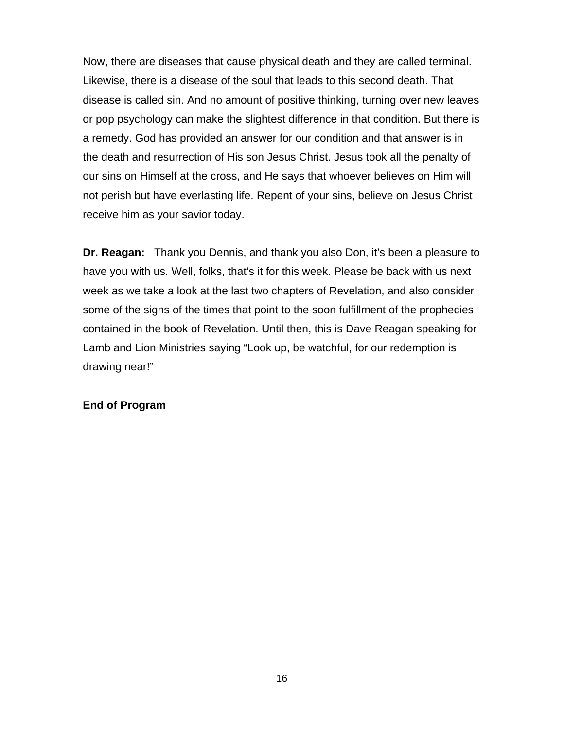Now, there are diseases that cause physical death and they are called terminal. Likewise, there is a disease of the soul that leads to this second death. That disease is called sin. And no amount of positive thinking, turning over new leaves or pop psychology can make the slightest difference in that condition. But there is a remedy. God has provided an answer for our condition and that answer is in the death and resurrection of His son Jesus Christ. Jesus took all the penalty of our sins on Himself at the cross, and He says that whoever believes on Him will not perish but have everlasting life. Repent of your sins, believe on Jesus Christ receive him as your savior today.

**Dr. Reagan:** Thank you Dennis, and thank you also Don, it's been a pleasure to have you with us. Well, folks, that's it for this week. Please be back with us next week as we take a look at the last two chapters of Revelation, and also consider some of the signs of the times that point to the soon fulfillment of the prophecies contained in the book of Revelation. Until then, this is Dave Reagan speaking for Lamb and Lion Ministries saying "Look up, be watchful, for our redemption is drawing near!"

**End of Program**